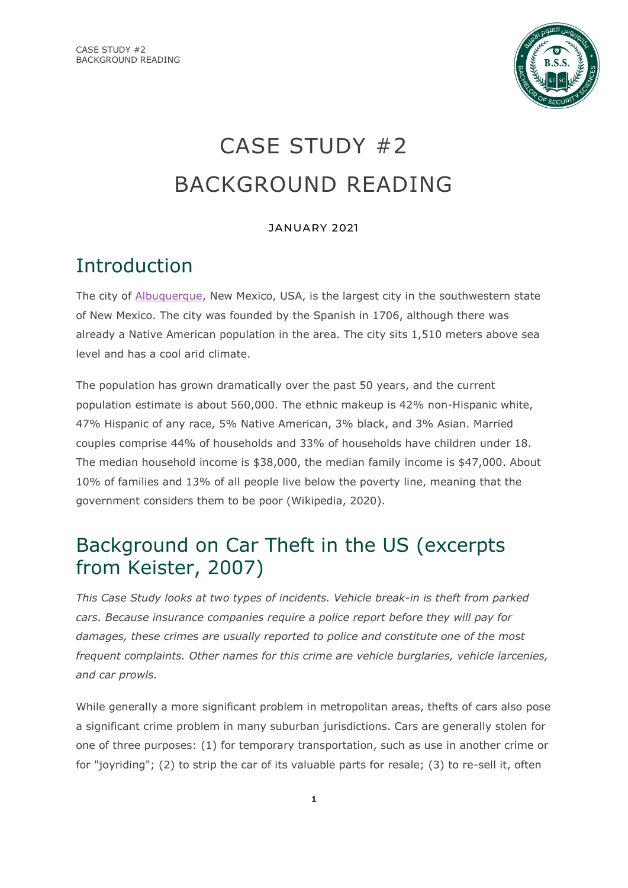# CASE STUDY #2
# BACKGROUND READING

JANUARY 2021

## Introduction

The city of Albuquerque, New Mexico, USA, is the largest city in the southwestern state of New Mexico. The city was founded by the Spanish in 1706, although there was already a Native American population in the area. The city sits 1,510 meters above sea level and has a cool arid climate.

The population has grown dramatically over the past 50 years, and the current population estimate is about 560,000. The ethnic makeup is 42% non-Hispanic white, 47% Hispanic of any race, 5% Native American, 3% black, and 3% Asian. Married couples comprise 44% of households and 33% of households have children under 18. The median household income is $38,000, the median family income is $47,000. About 10% of families and 13% of all people live below the poverty line, meaning that the government considers them to be poor (Wikipedia, 2020).

## Background on Car Theft in the US (excerpts from Keister, 2007)

*This Case Study looks at two types of incidents. Vehicle break-in is theft from parked cars. Because insurance companies require a police report before they will pay for damages, these crimes are usually reported to police and constitute one of the most frequent complaints. Other names for this crime are vehicle burglaries, vehicle larcenies, and car prowls.*

While generally a more significant problem in metropolitan areas, thefts of cars also pose a significant crime problem in many suburban jurisdictions. Cars are generally stolen for one of three purposes: (1) for temporary transportation, such as use in another crime or for "joyriding"; (2) to strip the car of its valuable parts for resale; (3) to re-sell it, often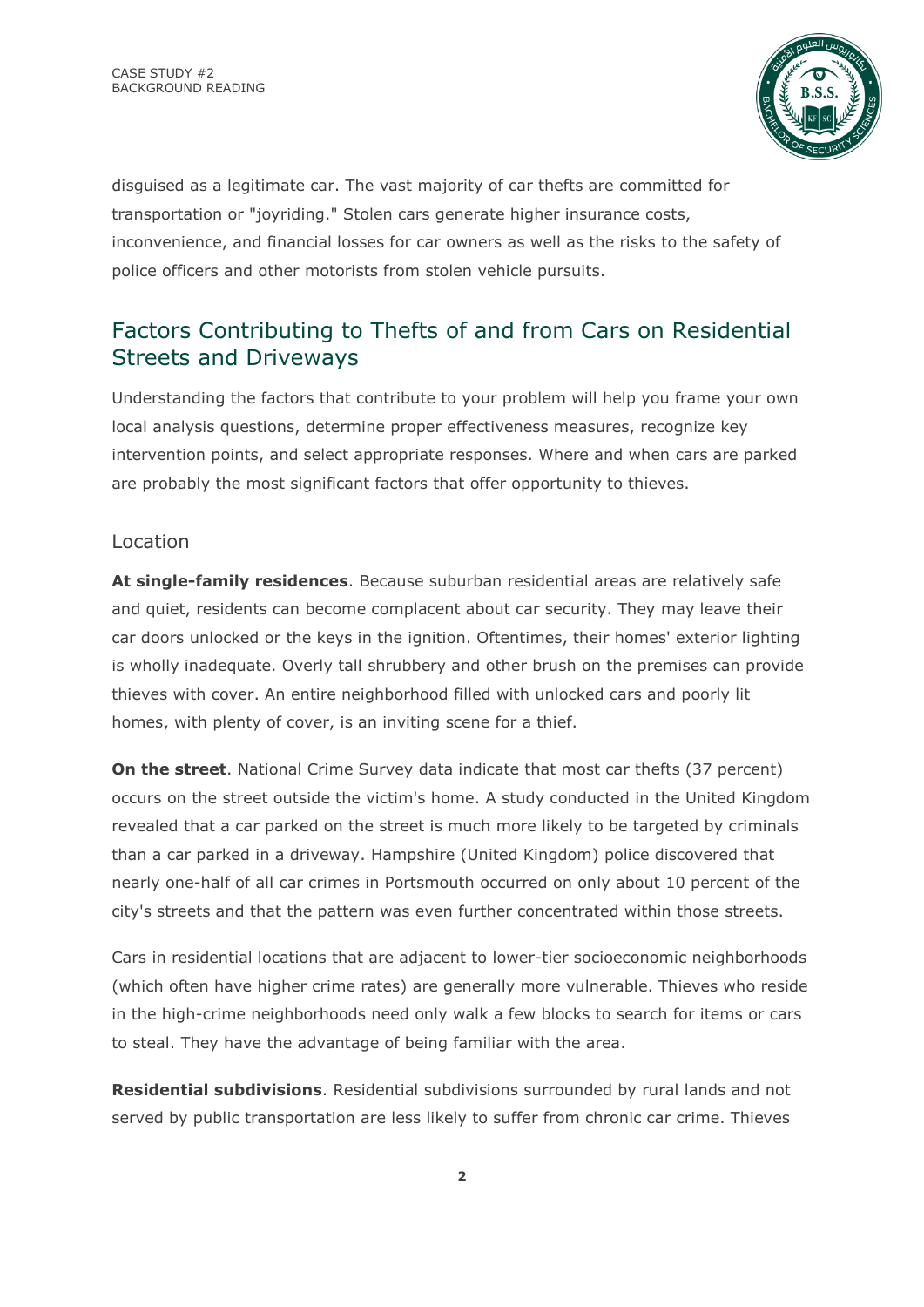disguised as a legitimate car. The vast majority of car thefts are committed for transportation or "joyriding." Stolen cars generate higher insurance costs, inconvenience, and financial losses for car owners as well as the risks to the safety of police officers and other motorists from stolen vehicle pursuits.

## Factors Contributing to Thefts of and from Cars on Residential Streets and Driveways

Understanding the factors that contribute to your problem will help you frame your own local analysis questions, determine proper effectiveness measures, recognize key intervention points, and select appropriate responses. Where and when cars are parked are probably the most significant factors that offer opportunity to thieves.

### Location

**At single-family residences**. Because suburban residential areas are relatively safe and quiet, residents can become complacent about car security. They may leave their car doors unlocked or the keys in the ignition. Oftentimes, their homes' exterior lighting is wholly inadequate. Overly tall shrubbery and other brush on the premises can provide thieves with cover. An entire neighborhood filled with unlocked cars and poorly lit homes, with plenty of cover, is an inviting scene for a thief.

**On the street**. National Crime Survey data indicate that most car thefts (37 percent) occurs on the street outside the victim's home. A study conducted in the United Kingdom revealed that a car parked on the street is much more likely to be targeted by criminals than a car parked in a driveway. Hampshire (United Kingdom) police discovered that nearly one-half of all car crimes in Portsmouth occurred on only about 10 percent of the city's streets and that the pattern was even further concentrated within those streets.

Cars in residential locations that are adjacent to lower-tier socioeconomic neighborhoods (which often have higher crime rates) are generally more vulnerable. Thieves who reside in the high-crime neighborhoods need only walk a few blocks to search for items or cars to steal. They have the advantage of being familiar with the area.

**Residential subdivisions**. Residential subdivisions surrounded by rural lands and not served by public transportation are less likely to suffer from chronic car crime. Thieves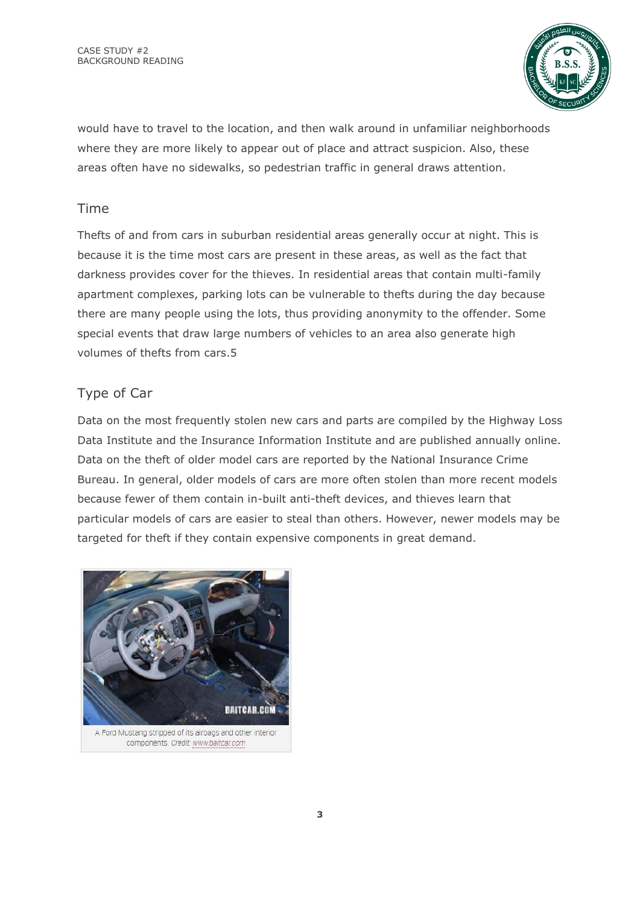would have to travel to the location, and then walk around in unfamiliar neighborhoods where they are more likely to appear out of place and attract suspicion. Also, these areas often have no sidewalks, so pedestrian traffic in general draws attention.

## Time

Thefts of and from cars in suburban residential areas generally occur at night. This is because it is the time most cars are present in these areas, as well as the fact that darkness provides cover for the thieves. In residential areas that contain multi-family apartment complexes, parking lots can be vulnerable to thefts during the day because there are many people using the lots, thus providing anonymity to the offender. Some special events that draw large numbers of vehicles to an area also generate high volumes of thefts from cars.5

## Type of Car

Data on the most frequently stolen new cars and parts are compiled by the Highway Loss Data Institute and the Insurance Information Institute and are published annually online. Data on the theft of older model cars are reported by the National Insurance Crime Bureau. In general, older models of cars are more often stolen than more recent models because fewer of them contain in-built anti-theft devices, and thieves learn that particular models of cars are easier to steal than others. However, newer models may be targeted for theft if they contain expensive components in great demand.

A Ford Mustang stripped of its airbags and other interior components. *Credit:* www.baitcar.com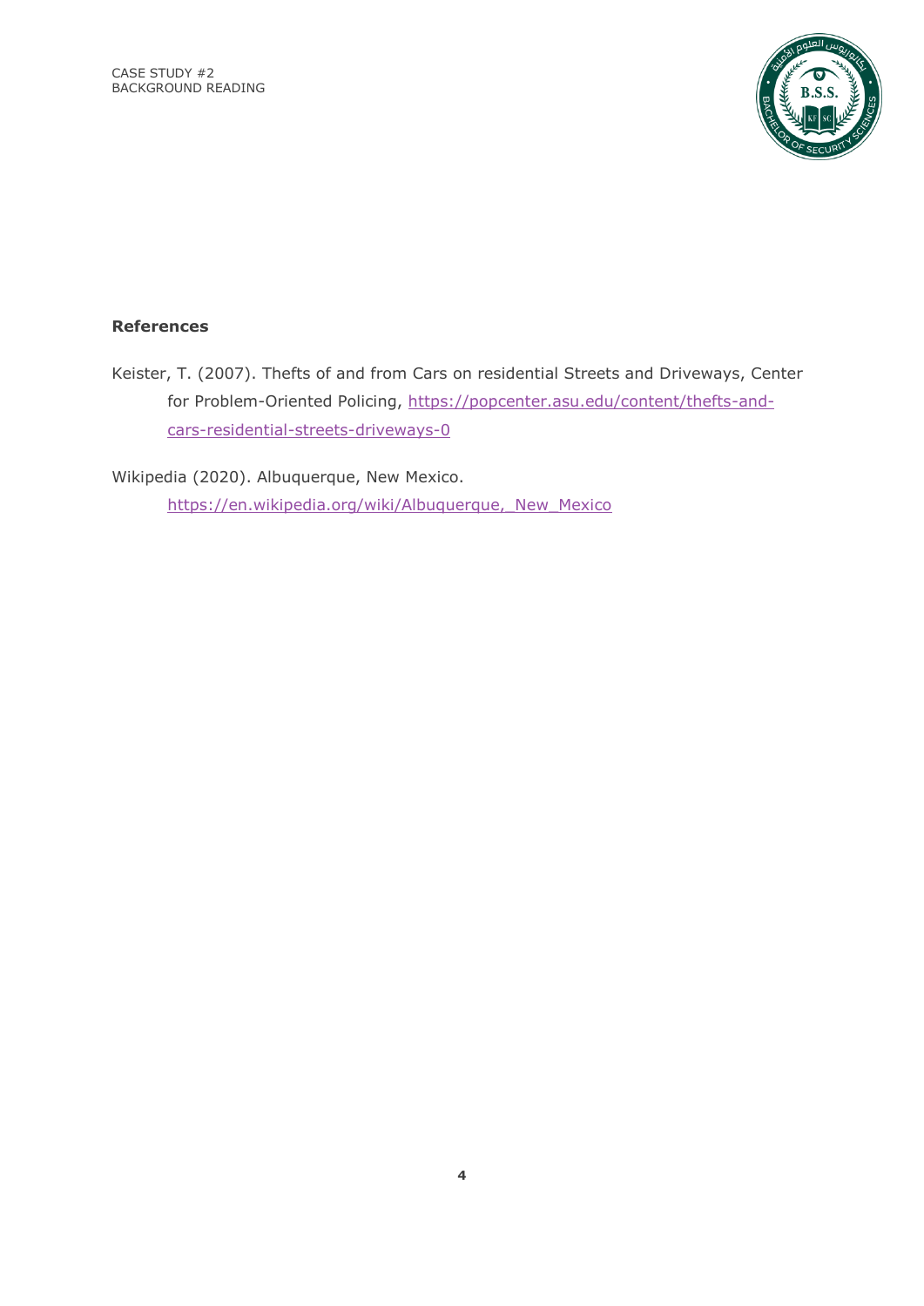## References

Keister, T. (2007). Thefts of and from Cars on residential Streets and Driveways, Center for Problem-Oriented Policing, https://popcenter.asu.edu/content/thefts-and-cars-residential-streets-driveways-0

Wikipedia (2020). Albuquerque, New Mexico. https://en.wikipedia.org/wiki/Albuquerque,_New_Mexico